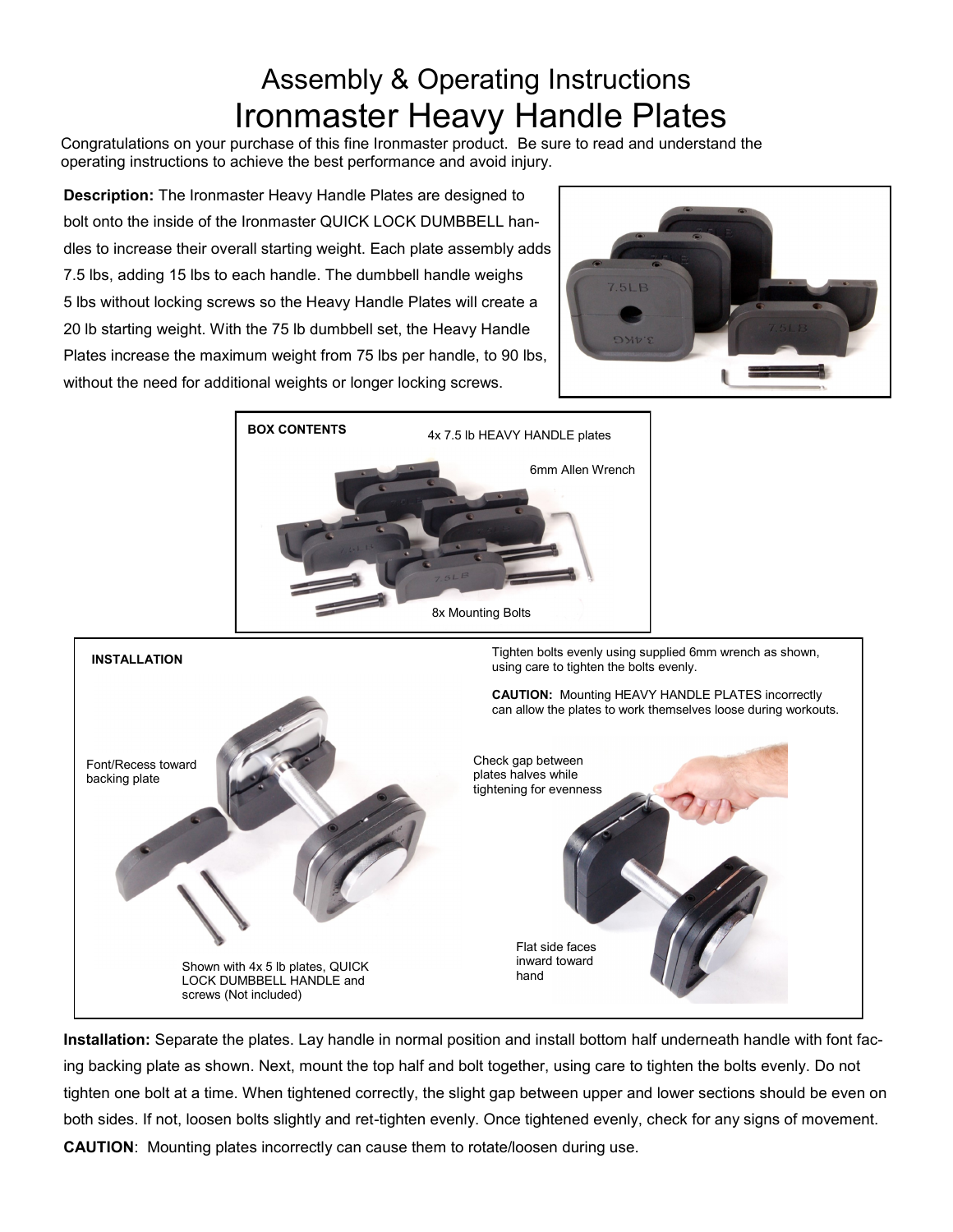# Assembly & Operating Instructions

# Ironmaster Heavy Handle Plates

Congratulations on your purchase of this fine Ironmaster product. Be sure to read and understand the operating instructions to achieve the best performance and avoid injury.

**Description:** The Ironmaster Heavy Handle Plates are designed to bolt onto the inside of the Ironmaster QUICK LOCK DUMBBELL handles to increase their overall starting weight. Each plate assembly adds 7.5 lbs, adding 15 lbs to each handle. The dumbbell handle weighs 5 lbs without locking screws so the Heavy Handle Plates will create a 20 lb starting weight. With the 75 lb dumbbell set, the Heavy Handle Plates increase the maximum weight from 75 lbs per handle, to 90 lbs, without the need for additional weights or longer locking screws.

**BOX CONTENTS**

4x 7.5 lb HEAVY HANDLE plates

6mm Allen Wrench

8x Mounting Bolts

**INSTALLATION**

Font/Recess toward backing plate

Shown with 4x 5 lb plates, QUICK LOCK DUMBBELL HANDLE and screws (Not included)

Tighten bolts evenly using supplied 6mm wrench as shown, using care to tighten the bolts evenly.

**CAUTION:** Mounting HEAVY HANDLE PLATES incorrectly can allow the plates to work themselves loose during workouts.

Check gap between plates halves while tightening for evenness

Flat side faces inward toward hand

**Installation:** Separate the plates. Lay handle in normal position and install bottom half underneath handle with font facing backing plate as shown. Next, mount the top half and bolt together, using care to tighten the bolts evenly. Do not tighten one bolt at a time. When tightened correctly, the slight gap between upper and lower sections should be even on both sides. If not, loosen bolts slightly and ret-tighten evenly. Once tightened evenly, check for any signs of movement.

**CAUTION**: Mounting plates incorrectly can cause them to rotate/loosen during use.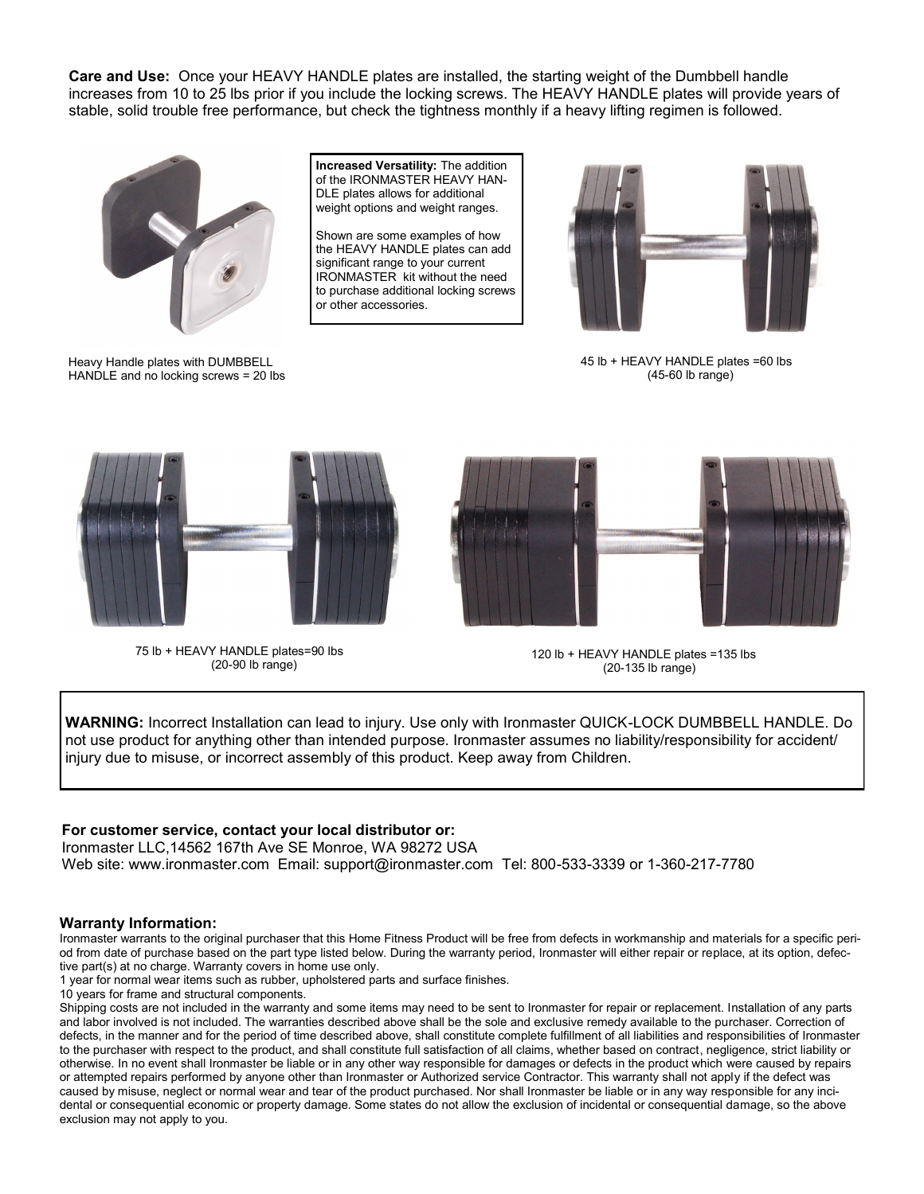**Care and Use:** Once your HEAVY HANDLE plates are installed, the starting weight of the Dumbbell handle increases from 10 to 25 lbs prior if you include the locking screws. The HEAVY HANDLE plates will provide years of stable, solid trouble free performance, but check the tightness monthly if a heavy lifting regimen is followed.

**Increased Versatility:** The addition of the IRONMASTER HEAVY HANDLE plates allows for additional weight options and weight ranges.

Shown are some examples of how the HEAVY HANDLE plates can add significant range to your current IRONMASTER kit without the need to purchase additional locking screws or other accessories.

Heavy Handle plates with DUMBBELL HANDLE and no locking screws = 20 lbs

45 lb + HEAVY HANDLE plates =60 lbs
(45-60 lb range)

75 lb + HEAVY HANDLE plates=90 lbs
(20-90 lb range)

120 lb + HEAVY HANDLE plates =135 lbs
(20-135 lb range)

**WARNING:** Incorrect Installation can lead to injury. Use only with Ironmaster QUICK-LOCK DUMBBELL HANDLE. Do not use product for anything other than intended purpose. Ironmaster assumes no liability/responsibility for accident/injury due to misuse, or incorrect assembly of this product. Keep away from Children.

**For customer service, contact your local distributor or:**
Ironmaster LLC,14562 167th Ave SE Monroe, WA 98272 USA
Web site: www.ironmaster.com Email: support@ironmaster.com Tel: 800-533-3339 or 1-360-217-7780

**Warranty Information:**
Ironmaster warrants to the original purchaser that this Home Fitness Product will be free from defects in workmanship and materials for a specific period from date of purchase based on the part type listed below. During the warranty period, Ironmaster will either repair or replace, at its option, defective part(s) at no charge. Warranty covers in home use only.
1 year for normal wear items such as rubber, upholstered parts and surface finishes.
10 years for frame and structural components.
Shipping costs are not included in the warranty and some items may need to be sent to Ironmaster for repair or replacement. Installation of any parts and labor involved is not included. The warranties described above shall be the sole and exclusive remedy available to the purchaser. Correction of defects, in the manner and for the period of time described above, shall constitute complete fulfillment of all liabilities and responsibilities of Ironmaster to the purchaser with respect to the product, and shall constitute full satisfaction of all claims, whether based on contract, negligence, strict liability or otherwise. In no event shall Ironmaster be liable or in any other way responsible for damages or defects in the product which were caused by repairs or attempted repairs performed by anyone other than Ironmaster or Authorized service Contractor. This warranty shall not apply if the defect was caused by misuse, neglect or normal wear and tear of the product purchased. Nor shall Ironmaster be liable or in any way responsible for any incidental or consequential economic or property damage. Some states do not allow the exclusion of incidental or consequential damage, so the above exclusion may not apply to you.